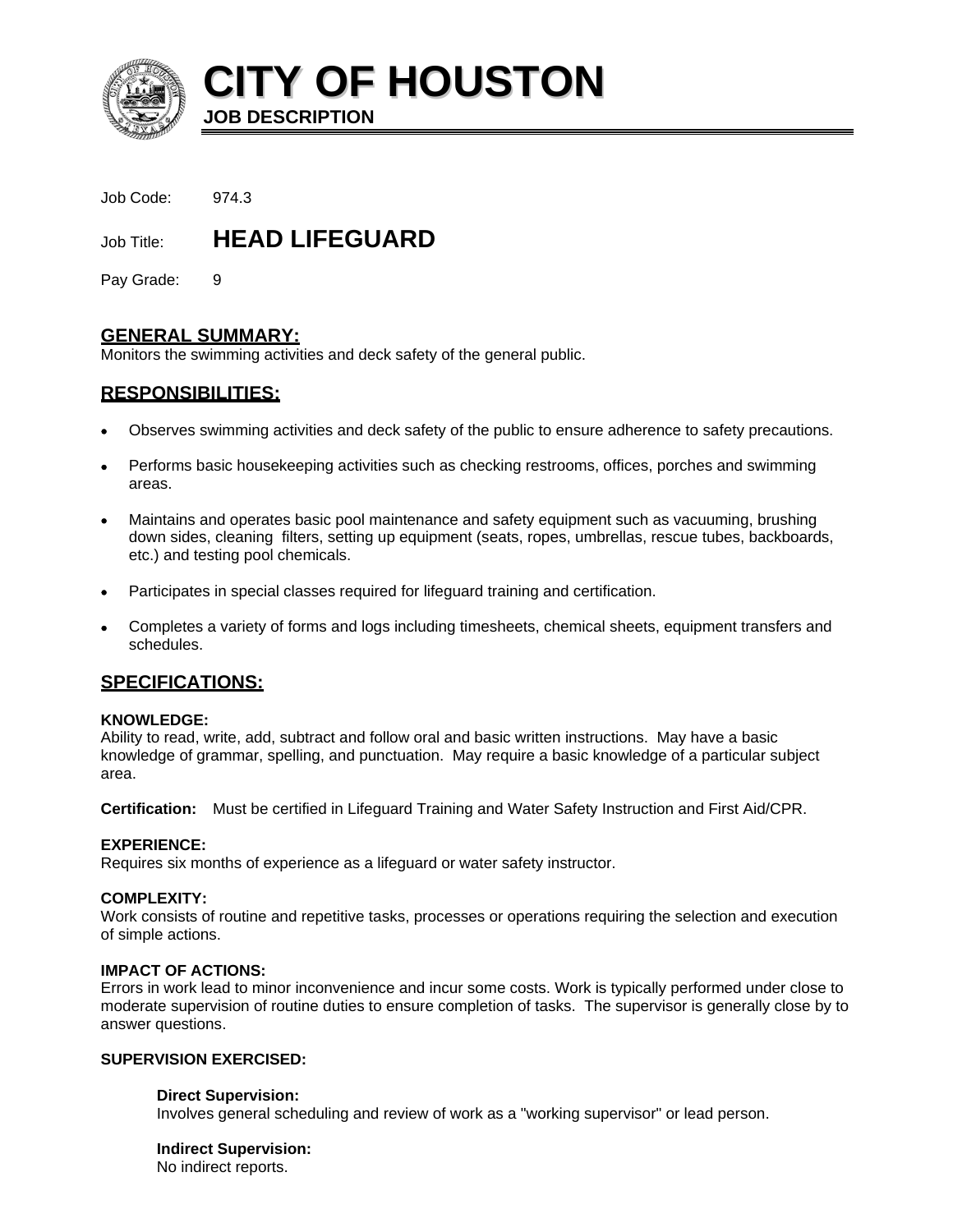# CITY OF HOUSTON

**JOB DESCRIPTION**

Job Code: 974.3

Job Title: **HEAD LIFEGUARD**

Pay Grade: 9

## GENERAL SUMMARY:

Monitors the swimming activities and deck safety of the general public.

## RESPONSIBILITIES:

- Observes swimming activities and deck safety of the public to ensure adherence to safety precautions.
- Performs basic housekeeping activities such as checking restrooms, offices, porches and swimming areas.
- Maintains and operates basic pool maintenance and safety equipment such as vacuuming, brushing down sides, cleaning filters, setting up equipment (seats, ropes, umbrellas, rescue tubes, backboards, etc.) and testing pool chemicals.
- Participates in special classes required for lifeguard training and certification.
- Completes a variety of forms and logs including timesheets, chemical sheets, equipment transfers and schedules.

## SPECIFICATIONS:

**KNOWLEDGE:**

Ability to read, write, add, subtract and follow oral and basic written instructions. May have a basic knowledge of grammar, spelling, and punctuation. May require a basic knowledge of a particular subject area.

**Certification:** Must be certified in Lifeguard Training and Water Safety Instruction and First Aid/CPR.

**EXPERIENCE:**

Requires six months of experience as a lifeguard or water safety instructor.

**COMPLEXITY:**

Work consists of routine and repetitive tasks, processes or operations requiring the selection and execution of simple actions.

**IMPACT OF ACTIONS:**

Errors in work lead to minor inconvenience and incur some costs. Work is typically performed under close to moderate supervision of routine duties to ensure completion of tasks. The supervisor is generally close by to answer questions.

**SUPERVISION EXERCISED:**

**Direct Supervision:**
Involves general scheduling and review of work as a "working supervisor" or lead person.

**Indirect Supervision:**
No indirect reports.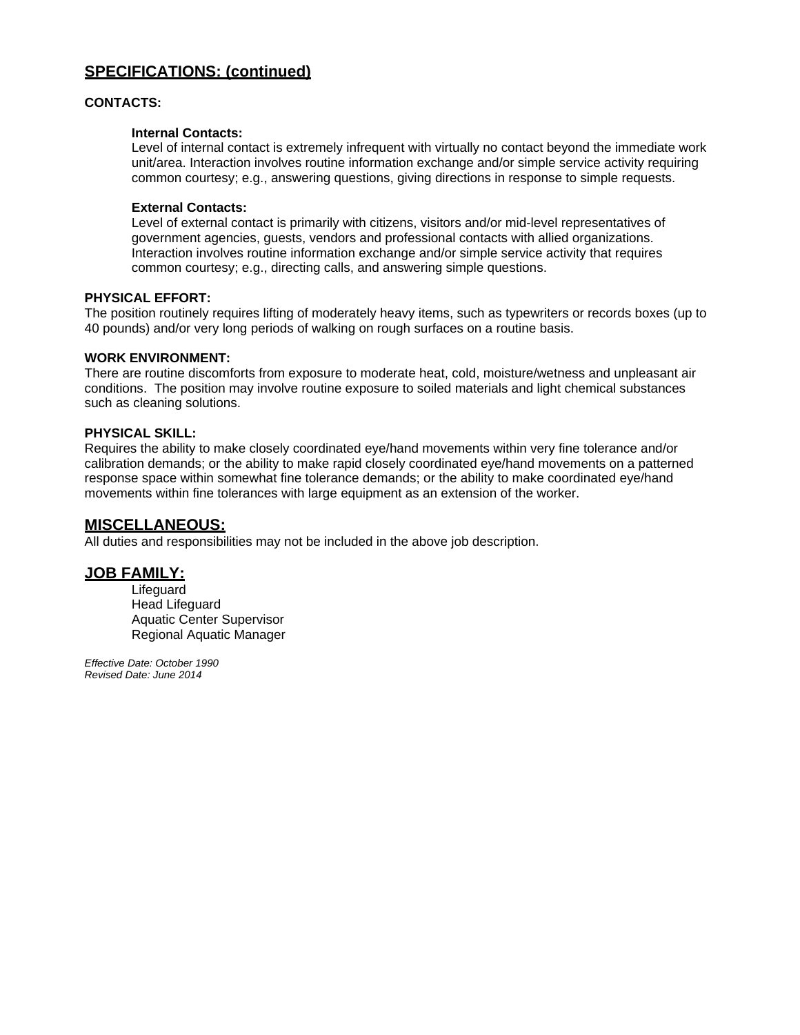## SPECIFICATIONS: (continued)

**CONTACTS:**

**Internal Contacts:**
Level of internal contact is extremely infrequent with virtually no contact beyond the immediate work unit/area. Interaction involves routine information exchange and/or simple service activity requiring common courtesy; e.g., answering questions, giving directions in response to simple requests.

**External Contacts:**
Level of external contact is primarily with citizens, visitors and/or mid-level representatives of government agencies, guests, vendors and professional contacts with allied organizations. Interaction involves routine information exchange and/or simple service activity that requires common courtesy; e.g., directing calls, and answering simple questions.

**PHYSICAL EFFORT:**
The position routinely requires lifting of moderately heavy items, such as typewriters or records boxes (up to 40 pounds) and/or very long periods of walking on rough surfaces on a routine basis.

**WORK ENVIRONMENT:**
There are routine discomforts from exposure to moderate heat, cold, moisture/wetness and unpleasant air conditions. The position may involve routine exposure to soiled materials and light chemical substances such as cleaning solutions.

**PHYSICAL SKILL:**
Requires the ability to make closely coordinated eye/hand movements within very fine tolerance and/or calibration demands; or the ability to make rapid closely coordinated eye/hand movements on a patterned response space within somewhat fine tolerance demands; or the ability to make coordinated eye/hand movements within fine tolerances with large equipment as an extension of the worker.

## MISCELLANEOUS:

All duties and responsibilities may not be included in the above job description.

## JOB FAMILY:

Lifeguard
Head Lifeguard
Aquatic Center Supervisor
Regional Aquatic Manager

*Effective Date: October 1990*
*Revised Date: June 2014*